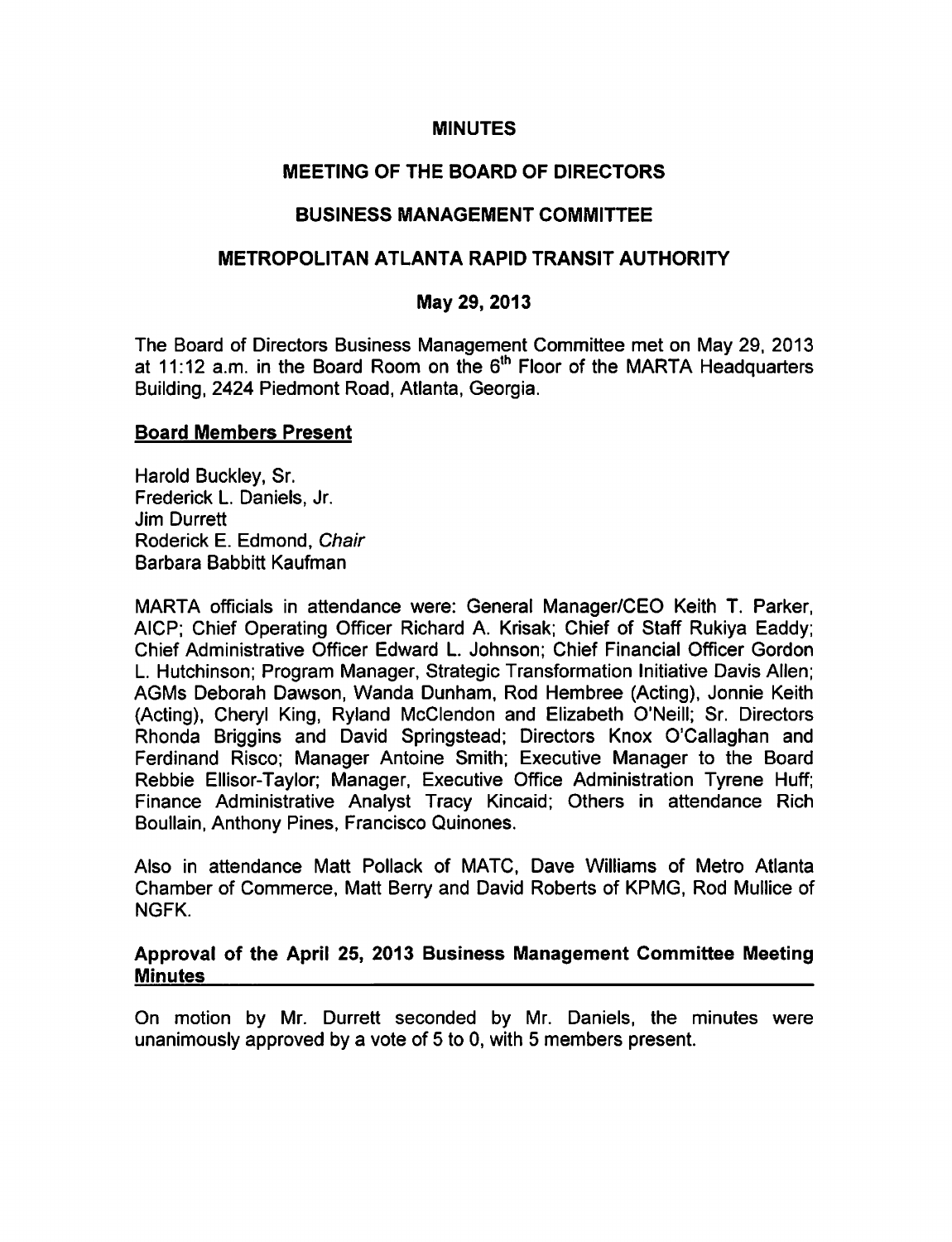# MINUTES

## MEETING OF THE BOARD OF DIRECTORS

## BUSINESS MANAGEMENT COMMITTEE

## METROPOLITAN ATLANTA RAPID TRANSIT AUTHORITY

## May 29, 2013

The Board of Directors Business Management Committee met on May 29, 2013 at 11:12 a.m. in the Board Room on the 6th Floor of the MARTA Headquarters Building, 2424 Piedmont Road, Atlanta, Georgia.

### Board Members Present

Harold Buckley, Sr.
Frederick L. Daniels, Jr.
Jim Durrett
Roderick E. Edmond, *Chair*
Barbara Babbitt Kaufman

MARTA officials in attendance were: General Manager/CEO Keith T. Parker, AICP; Chief Operating Officer Richard A. Krisak; Chief of Staff Rukiya Eaddy; Chief Administrative Officer Edward L. Johnson; Chief Financial Officer Gordon L. Hutchinson; Program Manager, Strategic Transformation Initiative Davis Allen; AGMs Deborah Dawson, Wanda Dunham, Rod Hembree (Acting), Jonnie Keith (Acting), Cheryl King, Ryland McClendon and Elizabeth O'Neill; Sr. Directors Rhonda Briggins and David Springstead; Directors Knox O'Callaghan and Ferdinand Risco; Manager Antoine Smith; Executive Manager to the Board Rebbie Ellisor-Taylor; Manager, Executive Office Administration Tyrene Huff; Finance Administrative Analyst Tracy Kincaid; Others in attendance Rich Boullain, Anthony Pines, Francisco Quinones.

Also in attendance Matt Pollack of MATC, Dave Williams of Metro Atlanta Chamber of Commerce, Matt Berry and David Roberts of KPMG, Rod Mullice of NGFK.

### Approval of the April 25, 2013 Business Management Committee Meeting Minutes

On motion by Mr. Durrett seconded by Mr. Daniels, the minutes were unanimously approved by a vote of 5 to 0, with 5 members present.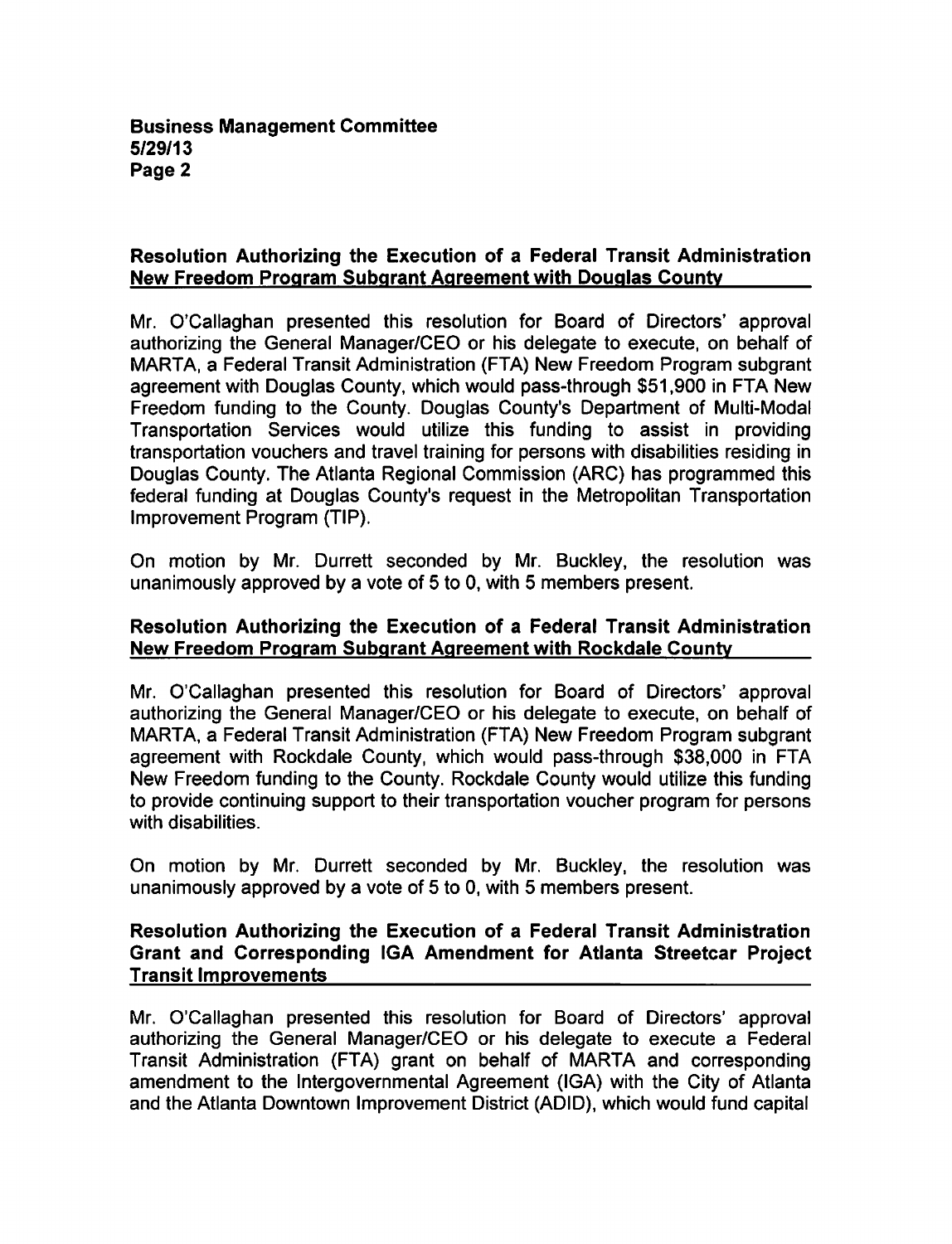**Resolution Authorizing the Execution of a Federal Transit Administration New Freedom Program Subgrant Agreement with Douglas County**

Mr. O'Callaghan presented this resolution for Board of Directors' approval authorizing the General Manager/CEO or his delegate to execute, on behalf of MARTA, a Federal Transit Administration (FTA) New Freedom Program subgrant agreement with Douglas County, which would pass-through $51,900 in FTA New Freedom funding to the County. Douglas County's Department of Multi-Modal Transportation Services would utilize this funding to assist in providing transportation vouchers and travel training for persons with disabilities residing in Douglas County. The Atlanta Regional Commission (ARC) has programmed this federal funding at Douglas County's request in the Metropolitan Transportation Improvement Program (TIP).

On motion by Mr. Durrett seconded by Mr. Buckley, the resolution was unanimously approved by a vote of 5 to 0, with 5 members present.

**Resolution Authorizing the Execution of a Federal Transit Administration New Freedom Program Subgrant Agreement with Rockdale County**

Mr. O'Callaghan presented this resolution for Board of Directors' approval authorizing the General Manager/CEO or his delegate to execute, on behalf of MARTA, a Federal Transit Administration (FTA) New Freedom Program subgrant agreement with Rockdale County, which would pass-through $38,000 in FTA New Freedom funding to the County. Rockdale County would utilize this funding to provide continuing support to their transportation voucher program for persons with disabilities.

On motion by Mr. Durrett seconded by Mr. Buckley, the resolution was unanimously approved by a vote of 5 to 0, with 5 members present.

**Resolution Authorizing the Execution of a Federal Transit Administration Grant and Corresponding IGA Amendment for Atlanta Streetcar Project Transit Improvements**

Mr. O'Callaghan presented this resolution for Board of Directors' approval authorizing the General Manager/CEO or his delegate to execute a Federal Transit Administration (FTA) grant on behalf of MARTA and corresponding amendment to the Intergovernmental Agreement (IGA) with the City of Atlanta and the Atlanta Downtown Improvement District (ADID), which would fund capital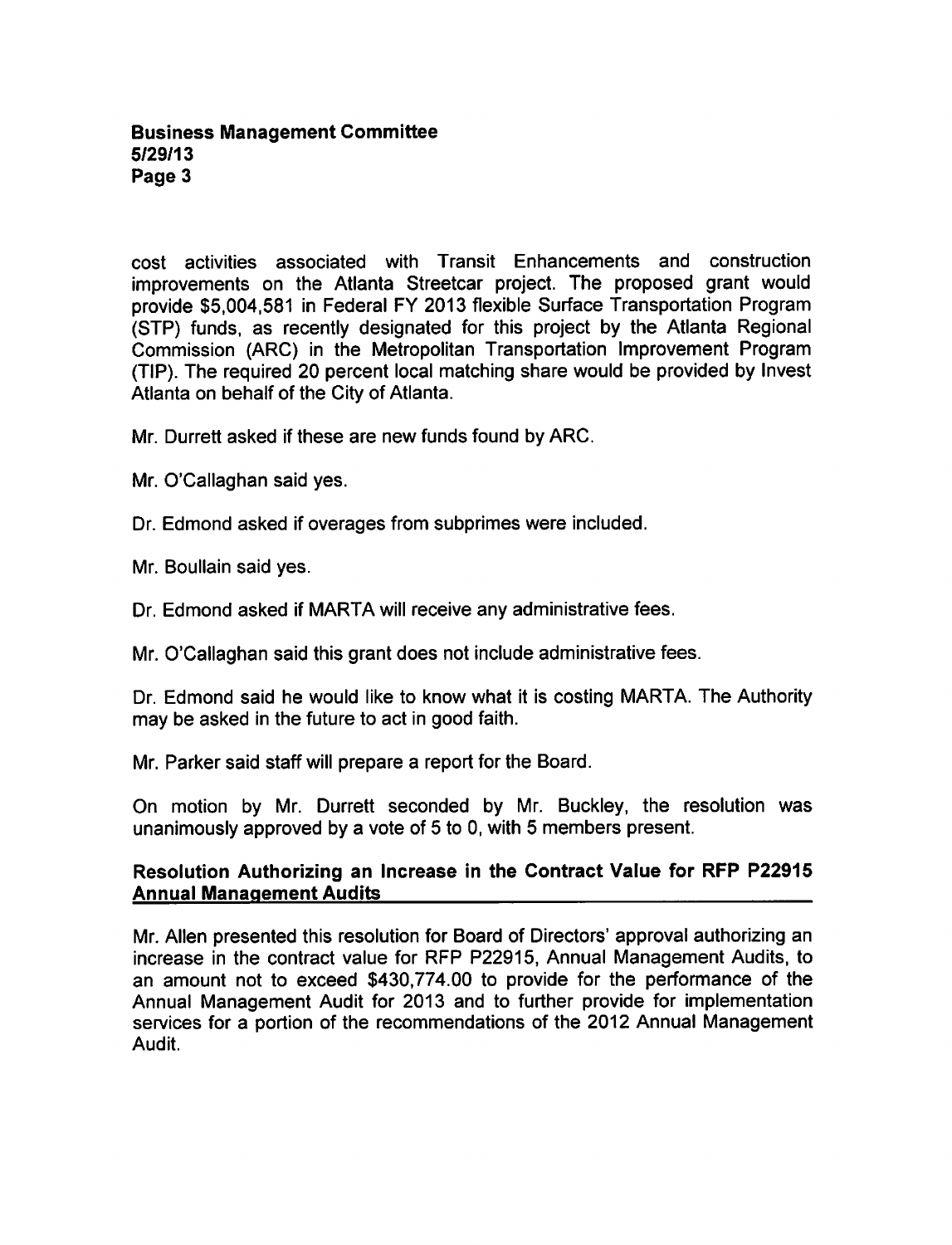cost activities associated with Transit Enhancements and construction improvements on the Atlanta Streetcar project. The proposed grant would provide $5,004,581 in Federal FY 2013 flexible Surface Transportation Program (STP) funds, as recently designated for this project by the Atlanta Regional Commission (ARC) in the Metropolitan Transportation Improvement Program (TIP). The required 20 percent local matching share would be provided by Invest Atlanta on behalf of the City of Atlanta.

Mr. Durrett asked if these are new funds found by ARC.

Mr. O'Callaghan said yes.

Dr. Edmond asked if overages from subprimes were included.

Mr. Boullain said yes.

Dr. Edmond asked if MARTA will receive any administrative fees.

Mr. O'Callaghan said this grant does not include administrative fees.

Dr. Edmond said he would like to know what it is costing MARTA. The Authority may be asked in the future to act in good faith.

Mr. Parker said staff will prepare a report for the Board.

On motion by Mr. Durrett seconded by Mr. Buckley, the resolution was unanimously approved by a vote of 5 to 0, with 5 members present.

**Resolution Authorizing an Increase in the Contract Value for RFP P22915 Annual Management Audits**

Mr. Allen presented this resolution for Board of Directors' approval authorizing an increase in the contract value for RFP P22915, Annual Management Audits, to an amount not to exceed $430,774.00 to provide for the performance of the Annual Management Audit for 2013 and to further provide for implementation services for a portion of the recommendations of the 2012 Annual Management Audit.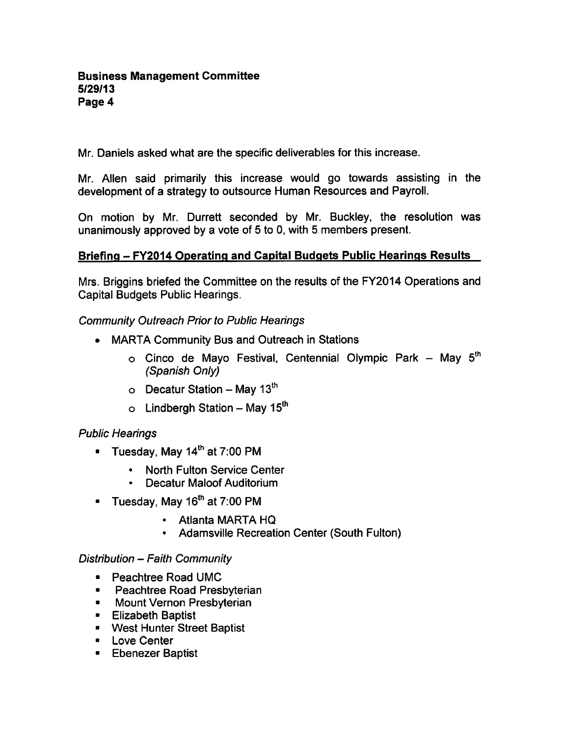Mr. Daniels asked what are the specific deliverables for this increase.

Mr. Allen said primarily this increase would go towards assisting in the development of a strategy to outsource Human Resources and Payroll.

On motion by Mr. Durrett seconded by Mr. Buckley, the resolution was unanimously approved by a vote of 5 to 0, with 5 members present.

**Briefing – FY2014 Operating and Capital Budgets Public Hearings Results**

Mrs. Briggins briefed the Committee on the results of the FY2014 Operations and Capital Budgets Public Hearings.

*Community Outreach Prior to Public Hearings*

- MARTA Community Bus and Outreach in Stations
  - Cinco de Mayo Festival, Centennial Olympic Park – May 5th *(Spanish Only)*
  - Decatur Station – May 13th
  - Lindbergh Station – May 15th

*Public Hearings*

- Tuesday, May 14th at 7:00 PM
  - North Fulton Service Center
  - Decatur Maloof Auditorium
- Tuesday, May 16th at 7:00 PM
  - Atlanta MARTA HQ
  - Adamsville Recreation Center (South Fulton)

*Distribution – Faith Community*

- Peachtree Road UMC
- Peachtree Road Presbyterian
- Mount Vernon Presbyterian
- Elizabeth Baptist
- West Hunter Street Baptist
- Love Center
- Ebenezer Baptist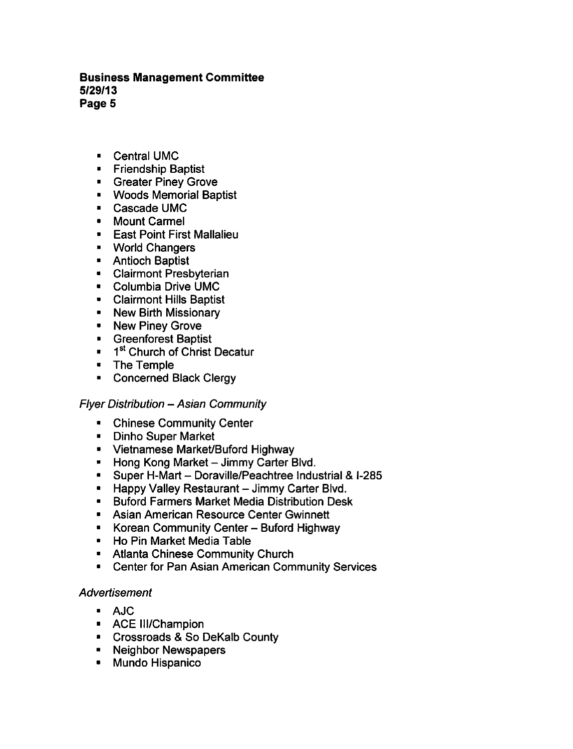- Central UMC
- Friendship Baptist
- Greater Piney Grove
- Woods Memorial Baptist
- Cascade UMC
- Mount Carmel
- East Point First Mallalieu
- World Changers
- Antioch Baptist
- Clairmont Presbyterian
- Columbia Drive UMC
- Clairmont Hills Baptist
- New Birth Missionary
- New Piney Grove
- Greenforest Baptist
- 1st Church of Christ Decatur
- The Temple
- Concerned Black Clergy

*Flyer Distribution – Asian Community*

- Chinese Community Center
- Dinho Super Market
- Vietnamese Market/Buford Highway
- Hong Kong Market – Jimmy Carter Blvd.
- Super H-Mart – Doraville/Peachtree Industrial & I-285
- Happy Valley Restaurant – Jimmy Carter Blvd.
- Buford Farmers Market Media Distribution Desk
- Asian American Resource Center Gwinnett
- Korean Community Center – Buford Highway
- Ho Pin Market Media Table
- Atlanta Chinese Community Church
- Center for Pan Asian American Community Services

*Advertisement*

- AJC
- ACE III/Champion
- Crossroads & So DeKalb County
- Neighbor Newspapers
- Mundo Hispanico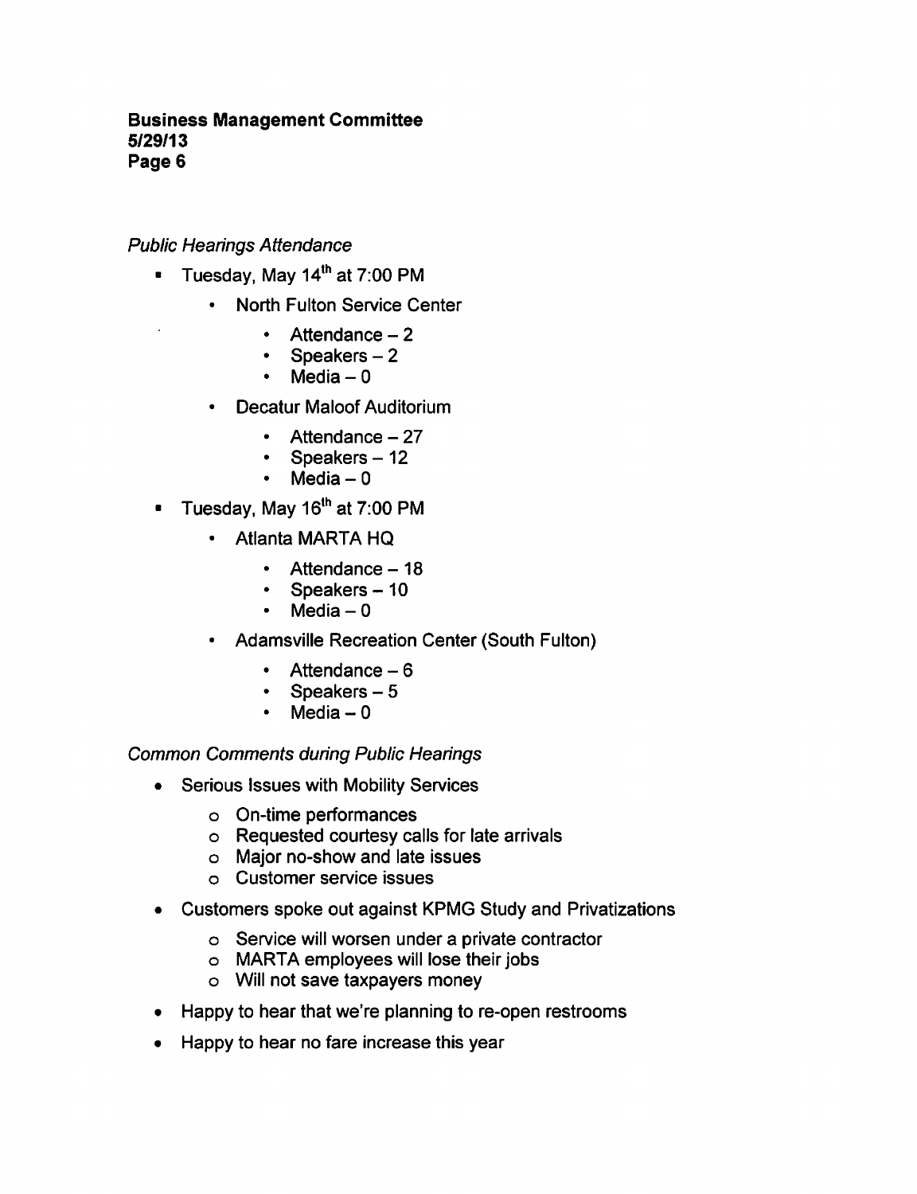*Public Hearings Attendance*

- Tuesday, May 14th at 7:00 PM
  - North Fulton Service Center
    - Attendance – 2
    - Speakers – 2
    - Media – 0
  - Decatur Maloof Auditorium
    - Attendance – 27
    - Speakers – 12
    - Media – 0
- Tuesday, May 16th at 7:00 PM
  - Atlanta MARTA HQ
    - Attendance – 18
    - Speakers – 10
    - Media – 0
  - Adamsville Recreation Center (South Fulton)
    - Attendance – 6
    - Speakers – 5
    - Media – 0

*Common Comments during Public Hearings*

- Serious Issues with Mobility Services
  - On-time performances
  - Requested courtesy calls for late arrivals
  - Major no-show and late issues
  - Customer service issues
- Customers spoke out against KPMG Study and Privatizations
  - Service will worsen under a private contractor
  - MARTA employees will lose their jobs
  - Will not save taxpayers money
- Happy to hear that we're planning to re-open restrooms
- Happy to hear no fare increase this year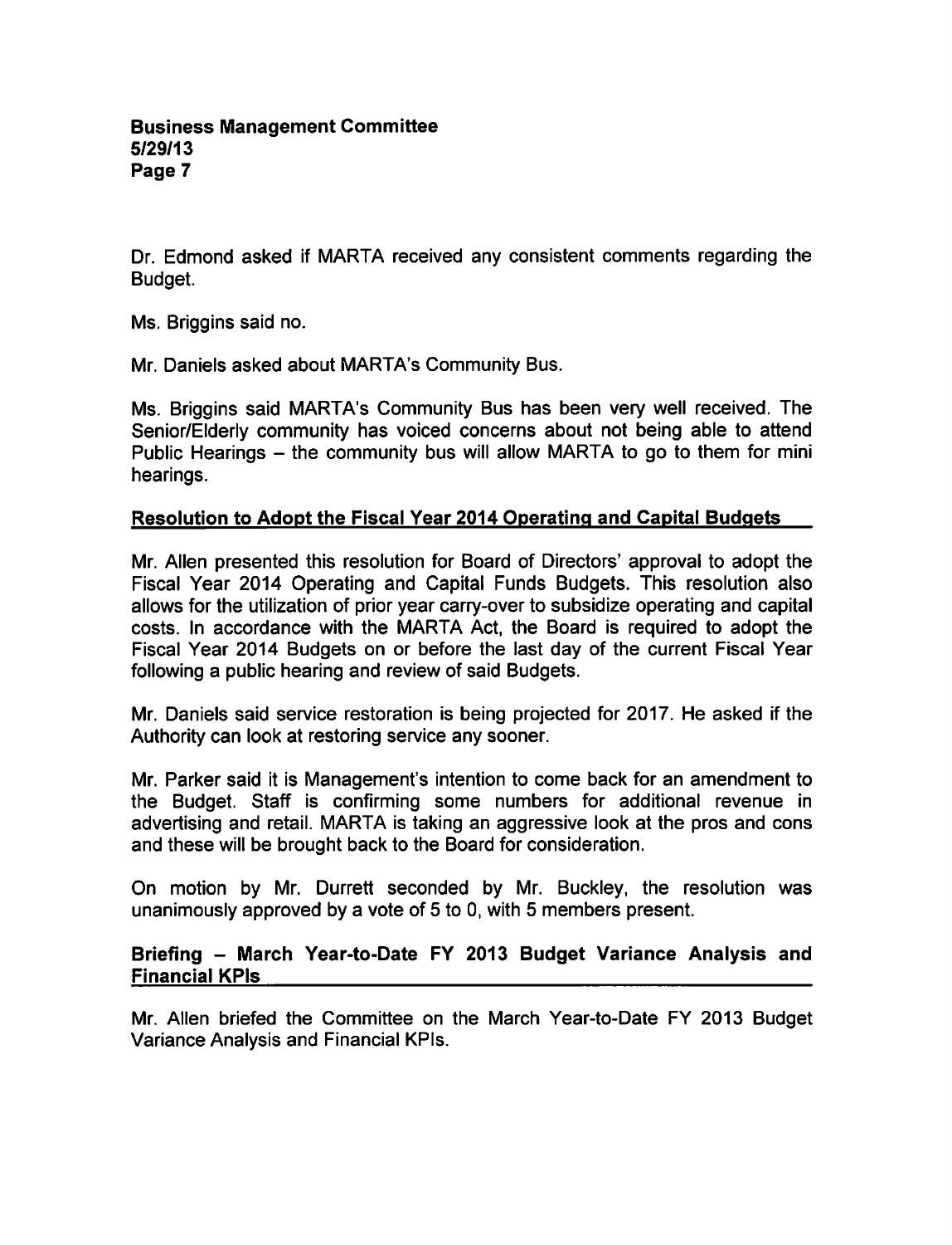Dr. Edmond asked if MARTA received any consistent comments regarding the Budget.

Ms. Briggins said no.

Mr. Daniels asked about MARTA's Community Bus.

Ms. Briggins said MARTA's Community Bus has been very well received. The Senior/Elderly community has voiced concerns about not being able to attend Public Hearings – the community bus will allow MARTA to go to them for mini hearings.

## Resolution to Adopt the Fiscal Year 2014 Operating and Capital Budgets

Mr. Allen presented this resolution for Board of Directors' approval to adopt the Fiscal Year 2014 Operating and Capital Funds Budgets. This resolution also allows for the utilization of prior year carry-over to subsidize operating and capital costs. In accordance with the MARTA Act, the Board is required to adopt the Fiscal Year 2014 Budgets on or before the last day of the current Fiscal Year following a public hearing and review of said Budgets.

Mr. Daniels said service restoration is being projected for 2017. He asked if the Authority can look at restoring service any sooner.

Mr. Parker said it is Management's intention to come back for an amendment to the Budget. Staff is confirming some numbers for additional revenue in advertising and retail. MARTA is taking an aggressive look at the pros and cons and these will be brought back to the Board for consideration.

On motion by Mr. Durrett seconded by Mr. Buckley, the resolution was unanimously approved by a vote of 5 to 0, with 5 members present.

## Briefing – March Year-to-Date FY 2013 Budget Variance Analysis and Financial KPIs

Mr. Allen briefed the Committee on the March Year-to-Date FY 2013 Budget Variance Analysis and Financial KPIs.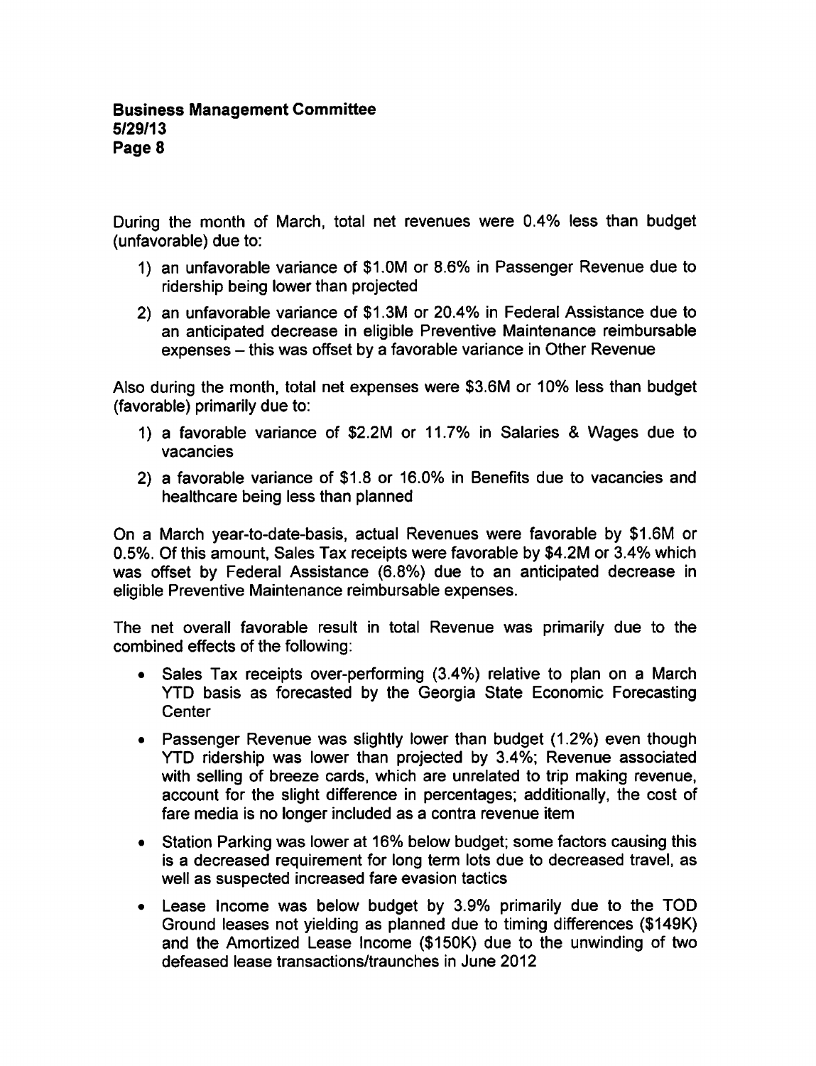During the month of March, total net revenues were 0.4% less than budget (unfavorable) due to:

1) an unfavorable variance of $1.0M or 8.6% in Passenger Revenue due to ridership being lower than projected
2) an unfavorable variance of $1.3M or 20.4% in Federal Assistance due to an anticipated decrease in eligible Preventive Maintenance reimbursable expenses – this was offset by a favorable variance in Other Revenue

Also during the month, total net expenses were $3.6M or 10% less than budget (favorable) primarily due to:

1) a favorable variance of $2.2M or 11.7% in Salaries & Wages due to vacancies
2) a favorable variance of $1.8 or 16.0% in Benefits due to vacancies and healthcare being less than planned

On a March year-to-date-basis, actual Revenues were favorable by $1.6M or 0.5%. Of this amount, Sales Tax receipts were favorable by $4.2M or 3.4% which was offset by Federal Assistance (6.8%) due to an anticipated decrease in eligible Preventive Maintenance reimbursable expenses.

The net overall favorable result in total Revenue was primarily due to the combined effects of the following:

- Sales Tax receipts over-performing (3.4%) relative to plan on a March YTD basis as forecasted by the Georgia State Economic Forecasting Center
- Passenger Revenue was slightly lower than budget (1.2%) even though YTD ridership was lower than projected by 3.4%; Revenue associated with selling of breeze cards, which are unrelated to trip making revenue, account for the slight difference in percentages; additionally, the cost of fare media is no longer included as a contra revenue item
- Station Parking was lower at 16% below budget; some factors causing this is a decreased requirement for long term lots due to decreased travel, as well as suspected increased fare evasion tactics
- Lease Income was below budget by 3.9% primarily due to the TOD Ground leases not yielding as planned due to timing differences ($149K) and the Amortized Lease Income ($150K) due to the unwinding of two defeased lease transactions/traunches in June 2012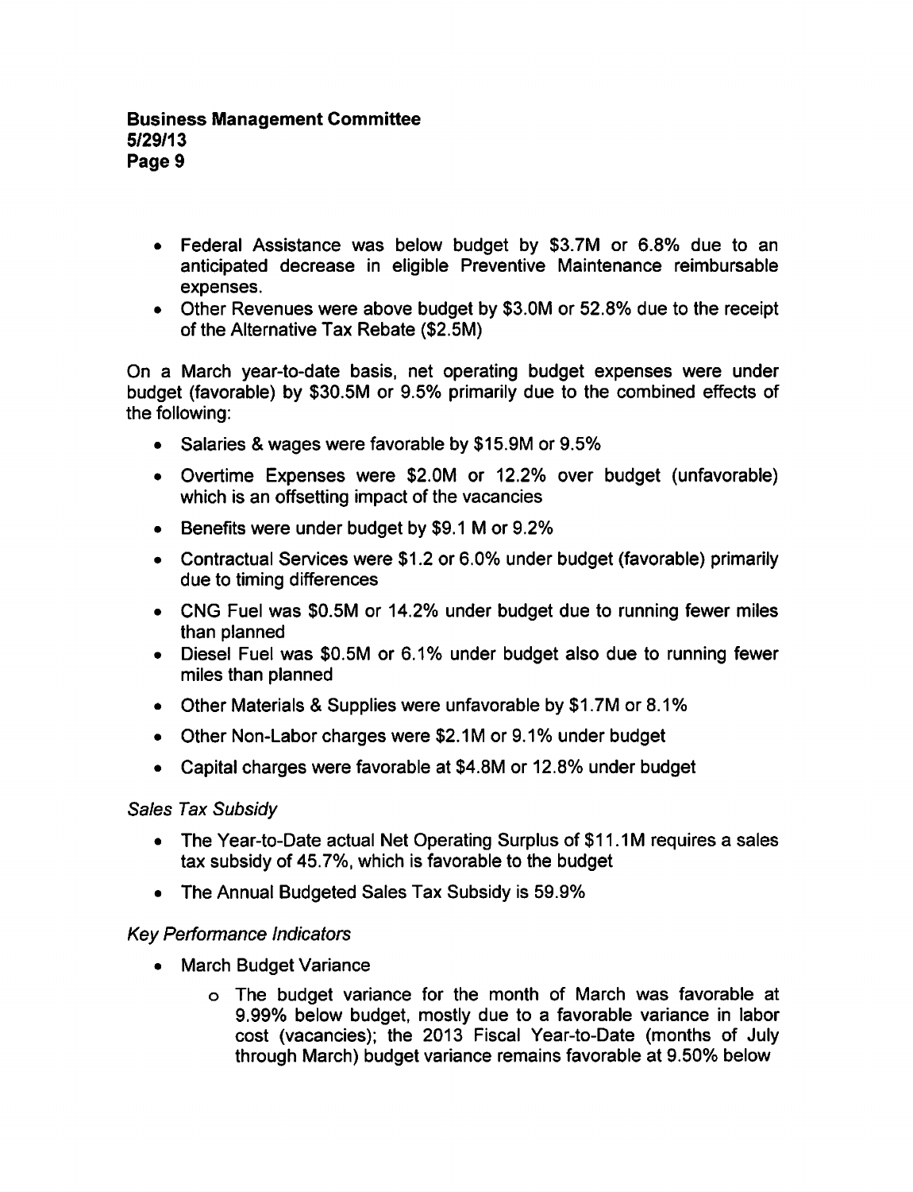- Federal Assistance was below budget by $3.7M or 6.8% due to an anticipated decrease in eligible Preventive Maintenance reimbursable expenses.
- Other Revenues were above budget by $3.0M or 52.8% due to the receipt of the Alternative Tax Rebate ($2.5M)

On a March year-to-date basis, net operating budget expenses were under budget (favorable) by $30.5M or 9.5% primarily due to the combined effects of the following:

- Salaries & wages were favorable by $15.9M or 9.5%
- Overtime Expenses were $2.0M or 12.2% over budget (unfavorable) which is an offsetting impact of the vacancies
- Benefits were under budget by $9.1 M or 9.2%
- Contractual Services were $1.2 or 6.0% under budget (favorable) primarily due to timing differences
- CNG Fuel was $0.5M or 14.2% under budget due to running fewer miles than planned
- Diesel Fuel was $0.5M or 6.1% under budget also due to running fewer miles than planned
- Other Materials & Supplies were unfavorable by $1.7M or 8.1%
- Other Non-Labor charges were $2.1M or 9.1% under budget
- Capital charges were favorable at $4.8M or 12.8% under budget

*Sales Tax Subsidy*

- The Year-to-Date actual Net Operating Surplus of $11.1M requires a sales tax subsidy of 45.7%, which is favorable to the budget
- The Annual Budgeted Sales Tax Subsidy is 59.9%

*Key Performance Indicators*

- March Budget Variance
  - The budget variance for the month of March was favorable at 9.99% below budget, mostly due to a favorable variance in labor cost (vacancies); the 2013 Fiscal Year-to-Date (months of July through March) budget variance remains favorable at 9.50% below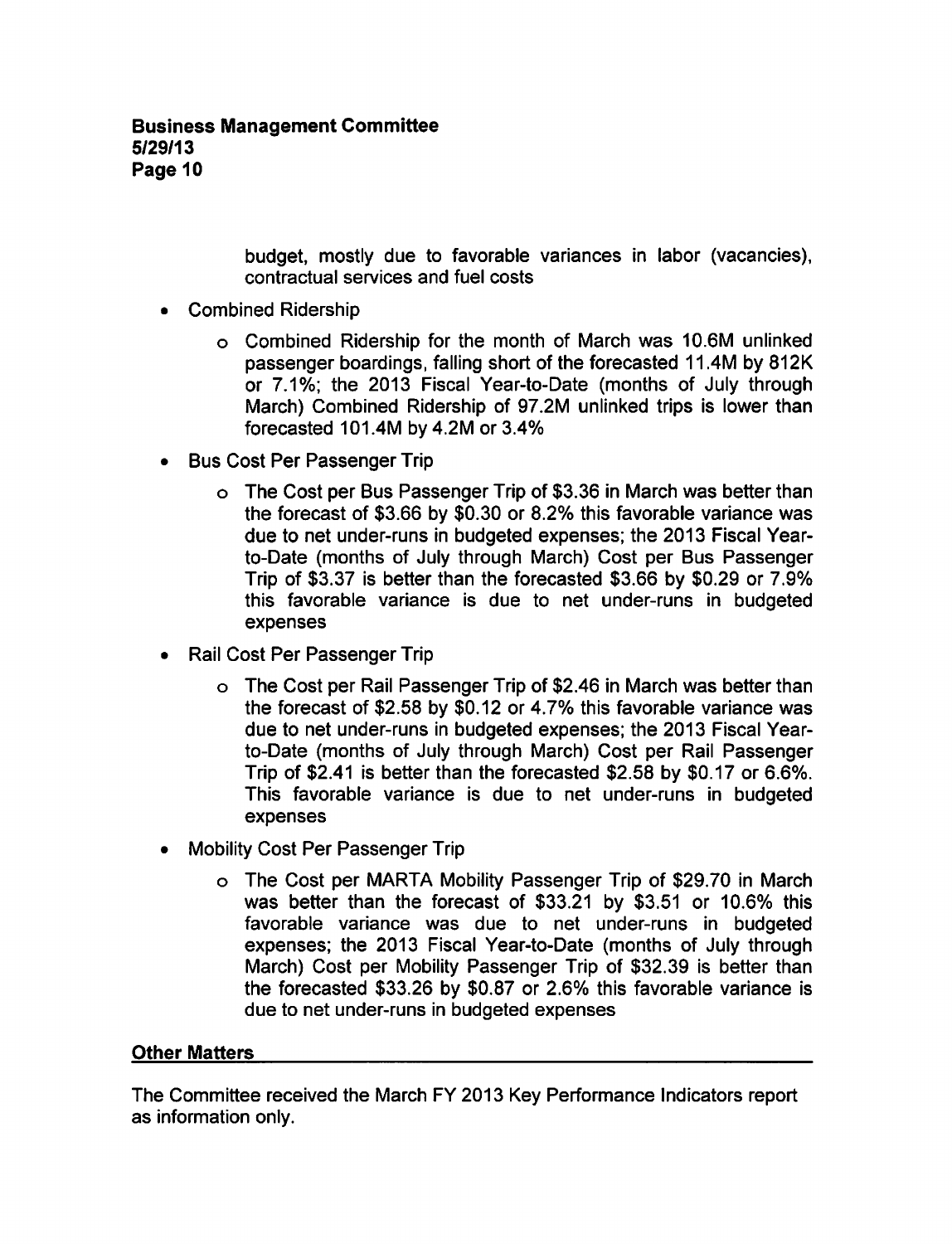budget, mostly due to favorable variances in labor (vacancies), contractual services and fuel costs

- Combined Ridership
  - Combined Ridership for the month of March was 10.6M unlinked passenger boardings, falling short of the forecasted 11.4M by 812K or 7.1%; the 2013 Fiscal Year-to-Date (months of July through March) Combined Ridership of 97.2M unlinked trips is lower than forecasted 101.4M by 4.2M or 3.4%
- Bus Cost Per Passenger Trip
  - The Cost per Bus Passenger Trip of $3.36 in March was better than the forecast of $3.66 by $0.30 or 8.2% this favorable variance was due to net under-runs in budgeted expenses; the 2013 Fiscal Year-to-Date (months of July through March) Cost per Bus Passenger Trip of $3.37 is better than the forecasted $3.66 by $0.29 or 7.9% this favorable variance is due to net under-runs in budgeted expenses
- Rail Cost Per Passenger Trip
  - The Cost per Rail Passenger Trip of $2.46 in March was better than the forecast of $2.58 by $0.12 or 4.7% this favorable variance was due to net under-runs in budgeted expenses; the 2013 Fiscal Year-to-Date (months of July through March) Cost per Rail Passenger Trip of $2.41 is better than the forecasted $2.58 by $0.17 or 6.6%. This favorable variance is due to net under-runs in budgeted expenses
- Mobility Cost Per Passenger Trip
  - The Cost per MARTA Mobility Passenger Trip of $29.70 in March was better than the forecast of $33.21 by $3.51 or 10.6% this favorable variance was due to net under-runs in budgeted expenses; the 2013 Fiscal Year-to-Date (months of July through March) Cost per Mobility Passenger Trip of $32.39 is better than the forecasted $33.26 by $0.87 or 2.6% this favorable variance is due to net under-runs in budgeted expenses

## Other Matters

The Committee received the March FY 2013 Key Performance Indicators report as information only.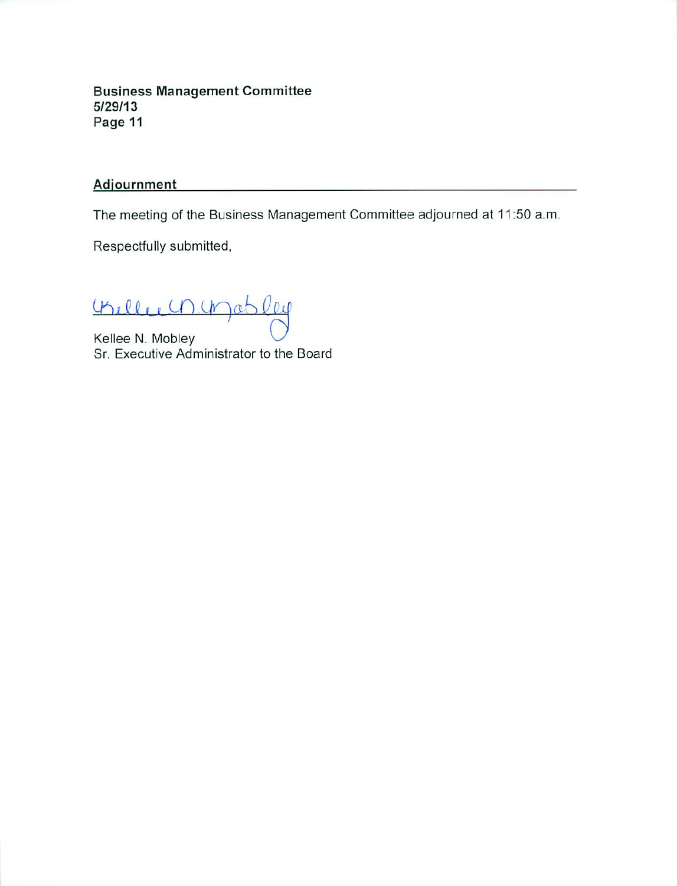## Adjournment

The meeting of the Business Management Committee adjourned at 11:50 a.m.

Respectfully submitted,

Kellee N. Mobley
Sr. Executive Administrator to the Board